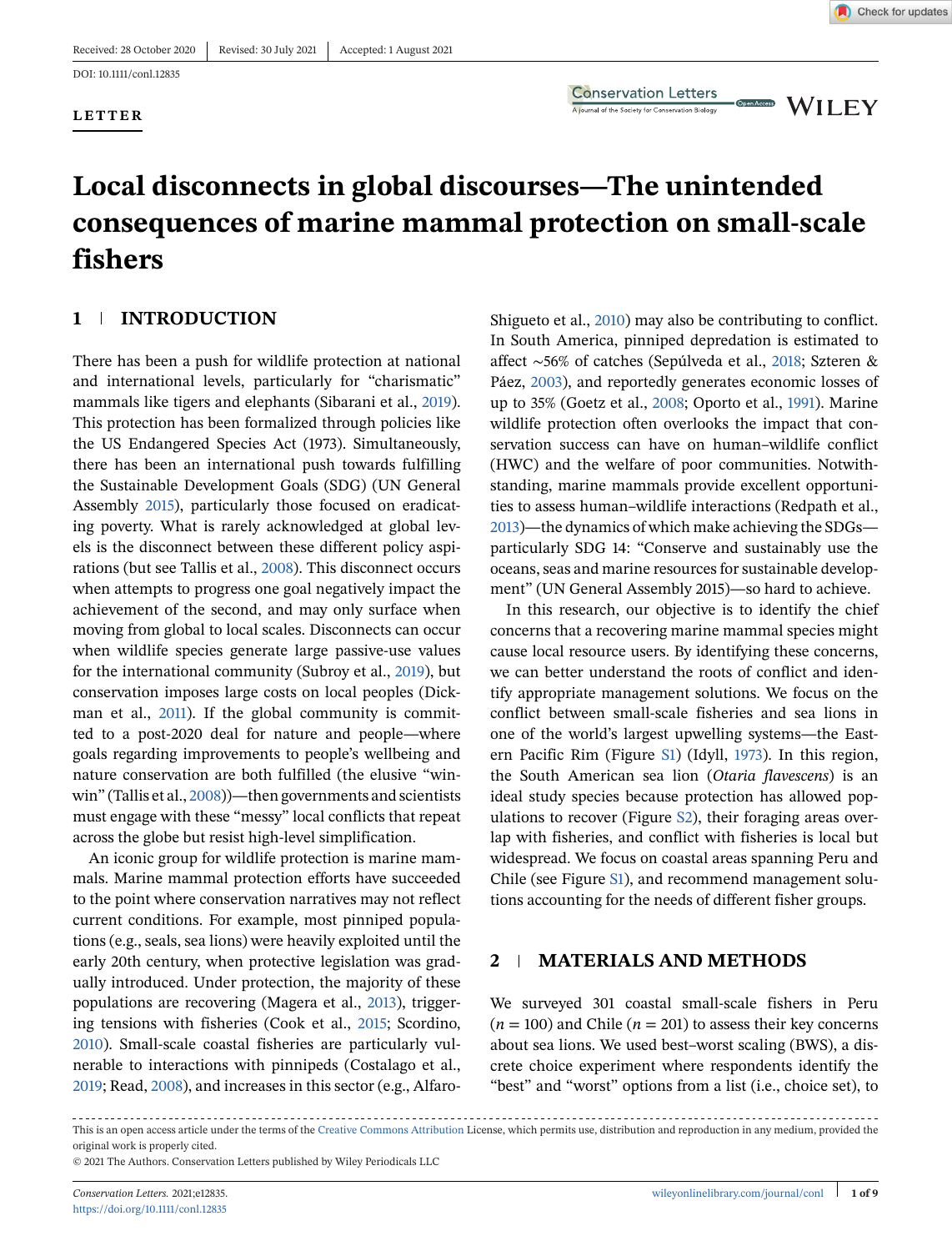Received: 28 October 2020 | Revised: 30 July 2021 | Accepted: 1 August 2021

DOI: 10.1111/conl.12835

**LETTER**

# Local disconnects in global discourses—The unintended consequences of marine mammal protection on small-scale fishers

## 1 INTRODUCTION

There has been a push for wildlife protection at national and international levels, particularly for "charismatic" mammals like tigers and elephants (Sibarani et al., 2019). This protection has been formalized through policies like the US Endangered Species Act (1973). Simultaneously, there has been an international push towards fulfilling the Sustainable Development Goals (SDG) (UN General Assembly 2015), particularly those focused on eradicating poverty. What is rarely acknowledged at global levels is the disconnect between these different policy aspirations (but see Tallis et al., 2008). This disconnect occurs when attempts to progress one goal negatively impact the achievement of the second, and may only surface when moving from global to local scales. Disconnects can occur when wildlife species generate large passive-use values for the international community (Subroy et al., 2019), but conservation imposes large costs on local peoples (Dickman et al., 2011). If the global community is committed to a post-2020 deal for nature and people—where goals regarding improvements to people's wellbeing and nature conservation are both fulfilled (the elusive "win-win" (Tallis et al., 2008))—then governments and scientists must engage with these "messy" local conflicts that repeat across the globe but resist high-level simplification.

An iconic group for wildlife protection is marine mammals. Marine mammal protection efforts have succeeded to the point where conservation narratives may not reflect current conditions. For example, most pinniped populations (e.g., seals, sea lions) were heavily exploited until the early 20th century, when protective legislation was gradually introduced. Under protection, the majority of these populations are recovering (Magera et al., 2013), triggering tensions with fisheries (Cook et al., 2015; Scordino, 2010). Small-scale coastal fisheries are particularly vulnerable to interactions with pinnipeds (Costalago et al., 2019; Read, 2008), and increases in this sector (e.g., Alfaro-Shigueto et al., 2010) may also be contributing to conflict. In South America, pinniped depredation is estimated to affect ~56% of catches (Sepúlveda et al., 2018; Szteren & Páez, 2003), and reportedly generates economic losses of up to 35% (Goetz et al., 2008; Oporto et al., 1991). Marine wildlife protection often overlooks the impact that conservation success can have on human–wildlife conflict (HWC) and the welfare of poor communities. Notwithstanding, marine mammals provide excellent opportunities to assess human–wildlife interactions (Redpath et al., 2013)—the dynamics of which make achieving the SDGs—particularly SDG 14: "Conserve and sustainably use the oceans, seas and marine resources for sustainable development" (UN General Assembly 2015)—so hard to achieve.

In this research, our objective is to identify the chief concerns that a recovering marine mammal species might cause local resource users. By identifying these concerns, we can better understand the roots of conflict and identify appropriate management solutions. We focus on the conflict between small-scale fisheries and sea lions in one of the world's largest upwelling systems—the Eastern Pacific Rim (Figure S1) (Idyll, 1973). In this region, the South American sea lion (*Otaria flavescens*) is an ideal study species because protection has allowed populations to recover (Figure S2), their foraging areas overlap with fisheries, and conflict with fisheries is local but widespread. We focus on coastal areas spanning Peru and Chile (see Figure S1), and recommend management solutions accounting for the needs of different fisher groups.

## 2 MATERIALS AND METHODS

We surveyed 301 coastal small-scale fishers in Peru ($n = 100$) and Chile ($n = 201$) to assess their key concerns about sea lions. We used best–worst scaling (BWS), a discrete choice experiment where respondents identify the "best" and "worst" options from a list (i.e., choice set), to

This is an open access article under the terms of the Creative Commons Attribution License, which permits use, distribution and reproduction in any medium, provided the original work is properly cited.

© 2021 The Authors. Conservation Letters published by Wiley Periodicals LLC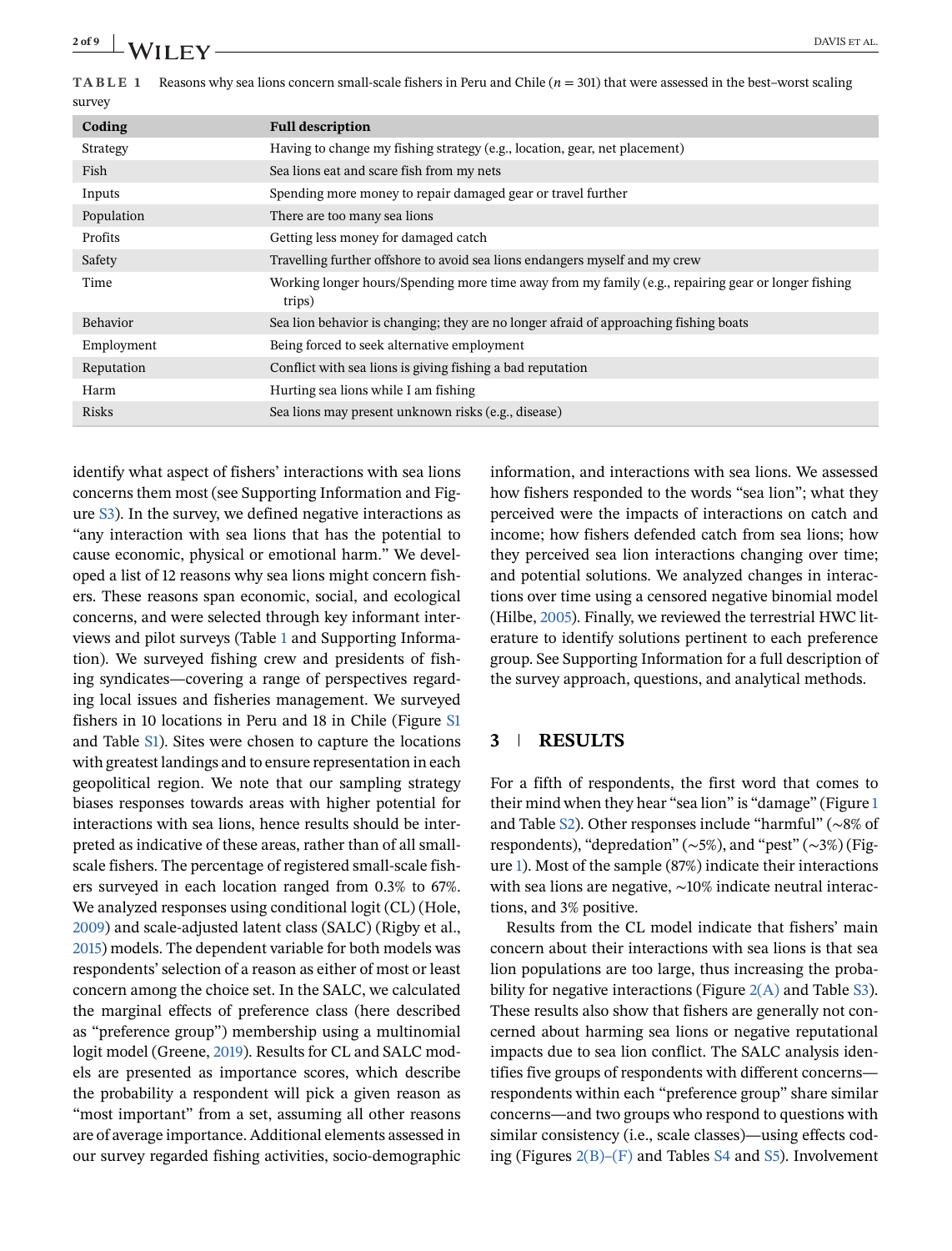**TABLE 1** Reasons why sea lions concern small-scale fishers in Peru and Chile ($n = 301$) that were assessed in the best–worst scaling survey

| Coding | Full description |
|---|---|
| Strategy | Having to change my fishing strategy (e.g., location, gear, net placement) |
| Fish | Sea lions eat and scare fish from my nets |
| Inputs | Spending more money to repair damaged gear or travel further |
| Population | There are too many sea lions |
| Profits | Getting less money for damaged catch |
| Safety | Travelling further offshore to avoid sea lions endangers myself and my crew |
| Time | Working longer hours/Spending more time away from my family (e.g., repairing gear or longer fishing trips) |
| Behavior | Sea lion behavior is changing; they are no longer afraid of approaching fishing boats |
| Employment | Being forced to seek alternative employment |
| Reputation | Conflict with sea lions is giving fishing a bad reputation |
| Harm | Hurting sea lions while I am fishing |
| Risks | Sea lions may present unknown risks (e.g., disease) |

identify what aspect of fishers' interactions with sea lions concerns them most (see Supporting Information and Figure S3). In the survey, we defined negative interactions as "any interaction with sea lions that has the potential to cause economic, physical or emotional harm." We developed a list of 12 reasons why sea lions might concern fishers. These reasons span economic, social, and ecological concerns, and were selected through key informant interviews and pilot surveys (Table 1 and Supporting Information). We surveyed fishing crew and presidents of fishing syndicates—covering a range of perspectives regarding local issues and fisheries management. We surveyed fishers in 10 locations in Peru and 18 in Chile (Figure S1 and Table S1). Sites were chosen to capture the locations with greatest landings and to ensure representation in each geopolitical region. We note that our sampling strategy biases responses towards areas with higher potential for interactions with sea lions, hence results should be interpreted as indicative of these areas, rather than of all small-scale fishers. The percentage of registered small-scale fishers surveyed in each location ranged from 0.3% to 67%. We analyzed responses using conditional logit (CL) (Hole, 2009) and scale-adjusted latent class (SALC) (Rigby et al., 2015) models. The dependent variable for both models was respondents' selection of a reason as either of most or least concern among the choice set. In the SALC, we calculated the marginal effects of preference class (here described as "preference group") membership using a multinomial logit model (Greene, 2019). Results for CL and SALC models are presented as importance scores, which describe the probability a respondent will pick a given reason as "most important" from a set, assuming all other reasons are of average importance. Additional elements assessed in our survey regarded fishing activities, socio-demographic information, and interactions with sea lions. We assessed how fishers responded to the words "sea lion"; what they perceived were the impacts of interactions on catch and income; how fishers defended catch from sea lions; how they perceived sea lion interactions changing over time; and potential solutions. We analyzed changes in interactions over time using a censored negative binomial model (Hilbe, 2005). Finally, we reviewed the terrestrial HWC literature to identify solutions pertinent to each preference group. See Supporting Information for a full description of the survey approach, questions, and analytical methods.

## 3 | RESULTS

For a fifth of respondents, the first word that comes to their mind when they hear "sea lion" is "damage" (Figure 1 and Table S2). Other responses include "harmful" (~8% of respondents), "depredation" (~5%), and "pest" (~3%) (Figure 1). Most of the sample (87%) indicate their interactions with sea lions are negative, ~10% indicate neutral interactions, and 3% positive.

Results from the CL model indicate that fishers' main concern about their interactions with sea lions is that sea lion populations are too large, thus increasing the probability for negative interactions (Figure 2(A) and Table S3). These results also show that fishers are generally not concerned about harming sea lions or negative reputational impacts due to sea lion conflict. The SALC analysis identifies five groups of respondents with different concerns—respondents within each "preference group" share similar concerns—and two groups who respond to questions with similar consistency (i.e., scale classes)—using effects coding (Figures 2(B)–(F) and Tables S4 and S5). Involvement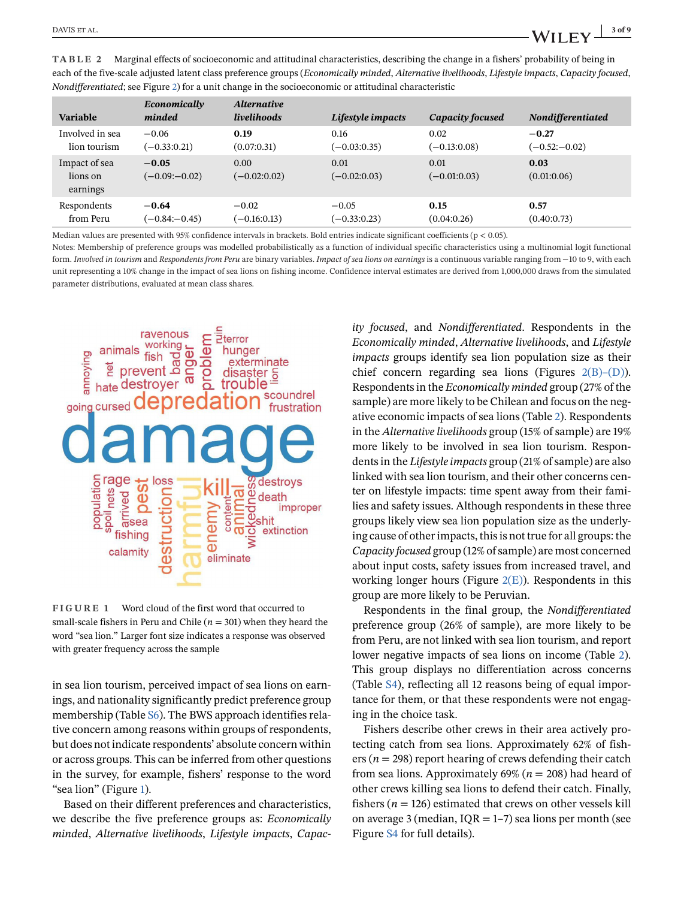**TABLE 2** Marginal effects of socioeconomic and attitudinal characteristics, describing the change in a fishers' probability of being in each of the five-scale adjusted latent class preference groups (*Economically minded*, *Alternative livelihoods*, *Lifestyle impacts*, *Capacity focused*, *Nondifferentiated*; see Figure 2) for a unit change in the socioeconomic or attitudinal characteristic

| Variable | *Economically minded* | *Alternative livelihoods* | *Lifestyle impacts* | *Capacity focused* | *Nondifferentiated* |
|---|---|---|---|---|---|
| Involved in sea lion tourism | −0.06 (−0.33:0.21) | **0.19** (0.07:0.31) | 0.16 (−0.03:0.35) | 0.02 (−0.13:0.08) | **−0.27** (−0.52:−0.02) |
| Impact of sea lions on earnings | **−0.05** (−0.09:−0.02) | 0.00 (−0.02:0.02) | 0.01 (−0.02:0.03) | 0.01 (−0.01:0.03) | **0.03** (0.01:0.06) |
| Respondents from Peru | **−0.64** (−0.84:−0.45) | −0.02 (−0.16:0.13) | −0.05 (−0.33:0.23) | **0.15** (0.04:0.26) | **0.57** (0.40:0.73) |

Median values are presented with 95% confidence intervals in brackets. Bold entries indicate significant coefficients ($p < 0.05$).

Notes: Membership of preference groups was modelled probabilistically as a function of individual specific characteristics using a multinomial logit functional form. *Involved in tourism* and *Respondents from Peru* are binary variables. *Impact of sea lions on earnings* is a continuous variable ranging from −10 to 9, with each unit representing a 10% change in the impact of sea lions on fishing income. Confidence interval estimates are derived from 1,000,000 draws from the simulated parameter distributions, evaluated at mean class shares.

**FIGURE 1** Word cloud of the first word that occurred to small-scale fishers in Peru and Chile ($n$ = 301) when they heard the word "sea lion." Larger font size indicates a response was observed with greater frequency across the sample

in sea lion tourism, perceived impact of sea lions on earnings, and nationality significantly predict preference group membership (Table S6). The BWS approach identifies relative concern among reasons within groups of respondents, but does not indicate respondents' absolute concern within or across groups. This can be inferred from other questions in the survey, for example, fishers' response to the word "sea lion" (Figure 1).

Based on their different preferences and characteristics, we describe the five preference groups as: *Economically minded*, *Alternative livelihoods*, *Lifestyle impacts*, *Capacity focused*, and *Nondifferentiated*. Respondents in the *Economically minded*, *Alternative livelihoods*, and *Lifestyle impacts* groups identify sea lion population size as their chief concern regarding sea lions (Figures 2(B)–(D)). Respondents in the *Economically minded* group (27% of the sample) are more likely to be Chilean and focus on the negative economic impacts of sea lions (Table 2). Respondents in the *Alternative livelihoods* group (15% of sample) are 19% more likely to be involved in sea lion tourism. Respondents in the *Lifestyle impacts* group (21% of sample) are also linked with sea lion tourism, and their other concerns center on lifestyle impacts: time spent away from their families and safety issues. Although respondents in these three groups likely view sea lion population size as the underlying cause of other impacts, this is not true for all groups: the *Capacity focused* group (12% of sample) are most concerned about input costs, safety issues from increased travel, and working longer hours (Figure 2(E)). Respondents in this group are more likely to be Peruvian.

Respondents in the final group, the *Nondifferentiated* preference group (26% of sample), are more likely to be from Peru, are not linked with sea lion tourism, and report lower negative impacts of sea lions on income (Table 2). This group displays no differentiation across concerns (Table S4), reflecting all 12 reasons being of equal importance for them, or that these respondents were not engaging in the choice task.

Fishers describe other crews in their area actively protecting catch from sea lions. Approximately 62% of fishers ($n$ = 298) report hearing of crews defending their catch from sea lions. Approximately 69% ($n$ = 208) had heard of other crews killing sea lions to defend their catch. Finally, fishers ($n$ = 126) estimated that crews on other vessels kill on average 3 (median, IQR = 1–7) sea lions per month (see Figure S4 for full details).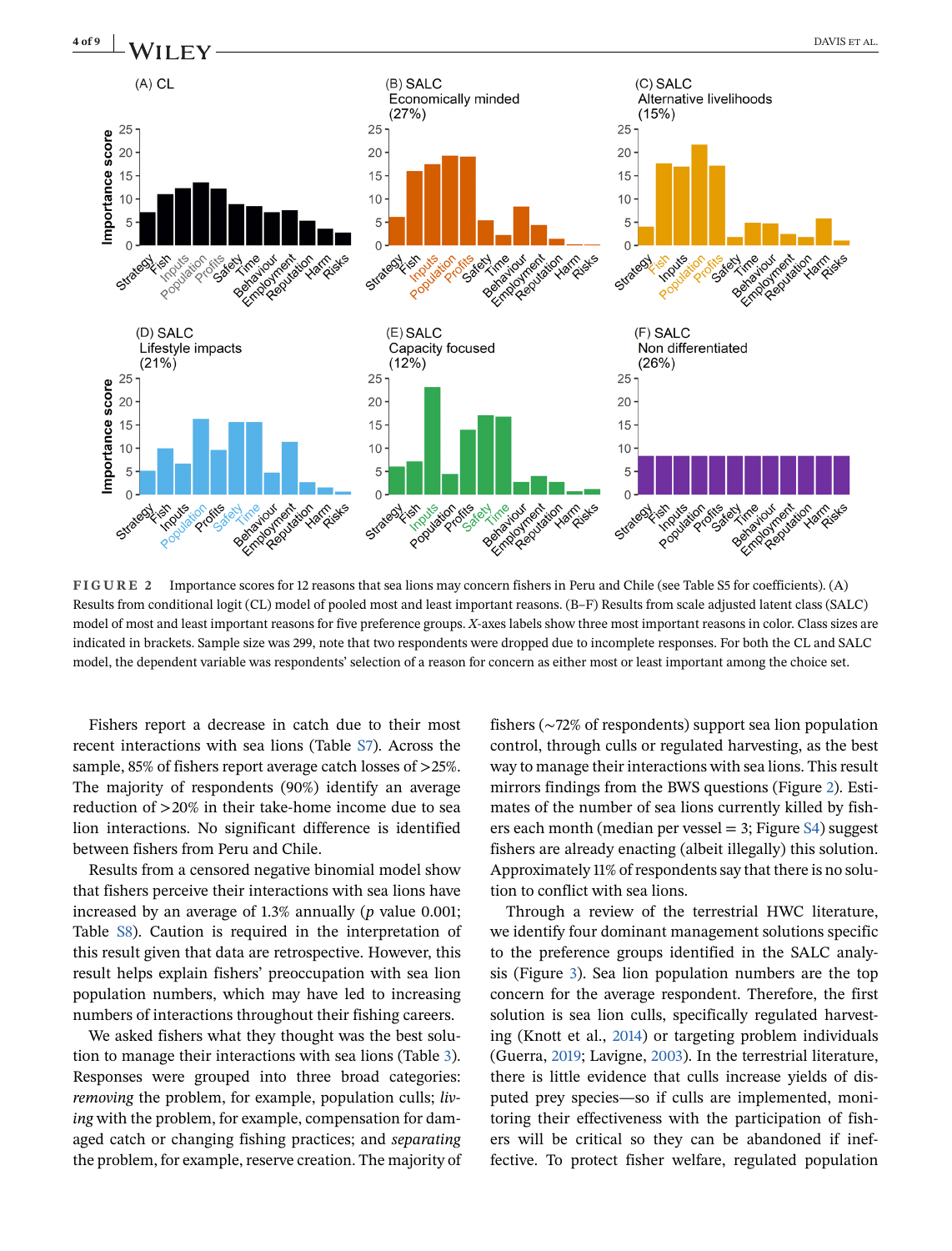**FIGURE 2** Importance scores for 12 reasons that sea lions may concern fishers in Peru and Chile (see Table S5 for coefficients). (A) Results from conditional logit (CL) model of pooled most and least important reasons. (B–F) Results from scale adjusted latent class (SALC) model of most and least important reasons for five preference groups. *X*-axes labels show three most important reasons in color. Class sizes are indicated in brackets. Sample size was 299, note that two respondents were dropped due to incomplete responses. For both the CL and SALC model, the dependent variable was respondents' selection of a reason for concern as either most or least important among the choice set.

Fishers report a decrease in catch due to their most recent interactions with sea lions (Table S7). Across the sample, 85% of fishers report average catch losses of >25%. The majority of respondents (90%) identify an average reduction of >20% in their take-home income due to sea lion interactions. No significant difference is identified between fishers from Peru and Chile.

Results from a censored negative binomial model show that fishers perceive their interactions with sea lions have increased by an average of 1.3% annually ($p$ value 0.001; Table S8). Caution is required in the interpretation of this result given that data are retrospective. However, this result helps explain fishers' preoccupation with sea lion population numbers, which may have led to increasing numbers of interactions throughout their fishing careers.

We asked fishers what they thought was the best solution to manage their interactions with sea lions (Table 3). Responses were grouped into three broad categories: *removing* the problem, for example, population culls; *living* with the problem, for example, compensation for damaged catch or changing fishing practices; and *separating* the problem, for example, reserve creation. The majority of fishers (~72% of respondents) support sea lion population control, through culls or regulated harvesting, as the best way to manage their interactions with sea lions. This result mirrors findings from the BWS questions (Figure 2). Estimates of the number of sea lions currently killed by fishers each month (median per vessel = 3; Figure S4) suggest fishers are already enacting (albeit illegally) this solution. Approximately 11% of respondents say that there is no solution to conflict with sea lions.

Through a review of the terrestrial HWC literature, we identify four dominant management solutions specific to the preference groups identified in the SALC analysis (Figure 3). Sea lion population numbers are the top concern for the average respondent. Therefore, the first solution is sea lion culls, specifically regulated harvesting (Knott et al., 2014) or targeting problem individuals (Guerra, 2019; Lavigne, 2003). In the terrestrial literature, there is little evidence that culls increase yields of disputed prey species—so if culls are implemented, monitoring their effectiveness with the participation of fishers will be critical so they can be abandoned if ineffective. To protect fisher welfare, regulated population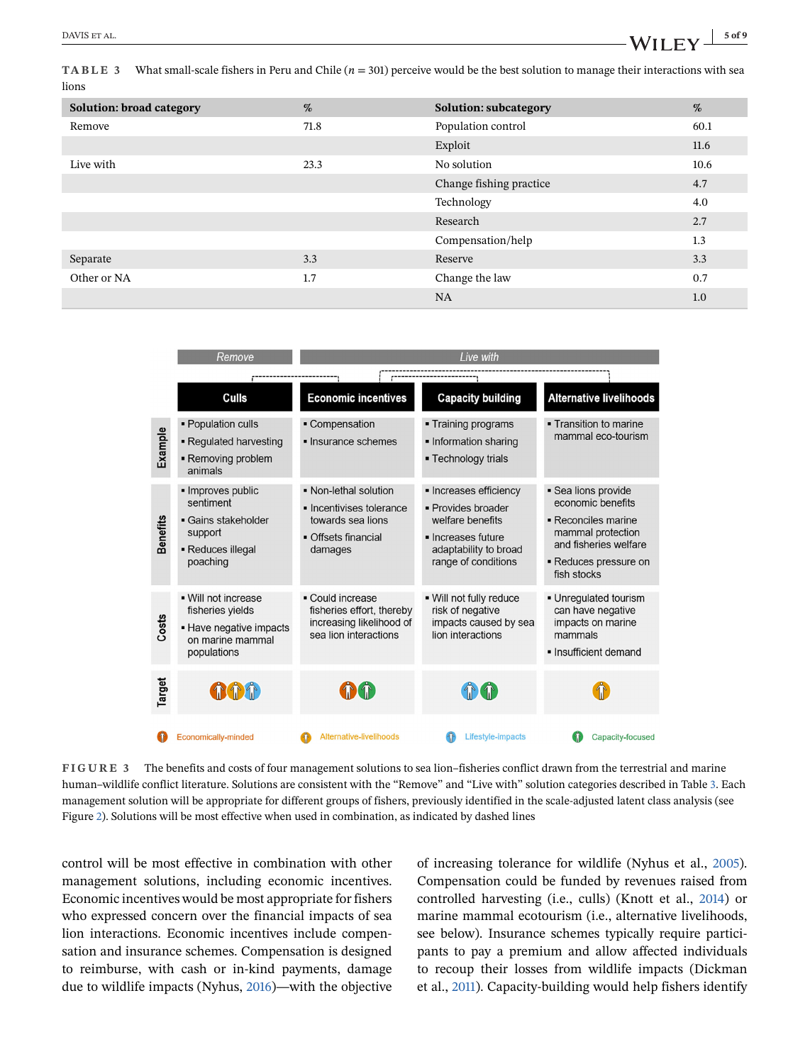**TABLE 3** What small-scale fishers in Peru and Chile ($n$ = 301) perceive would be the best solution to manage their interactions with sea lions

| Solution: broad category | % | Solution: subcategory | % |
|---|---|---|---|
| Remove | 71.8 | Population control | 60.1 |
| | | Exploit | 11.6 |
| Live with | 23.3 | No solution | 10.6 |
| | | Change fishing practice | 4.7 |
| | | Technology | 4.0 |
| | | Research | 2.7 |
| | | Compensation/help | 1.3 |
| Separate | 3.3 | Reserve | 3.3 |
| Other or NA | 1.7 | Change the law | 0.7 |
| | | NA | 1.0 |

| | Remove | Live with | | |
|---|---|---|---|---|
| | **Culls** | **Economic incentives** | **Capacity building** | **Alternative livelihoods** |
| Example | ▪ Population culls<br>▪ Regulated harvesting<br>▪ Removing problem animals | ▪ Compensation<br>▪ Insurance schemes | ▪ Training programs<br>▪ Information sharing<br>▪ Technology trials | ▪ Transition to marine mammal eco-tourism |
| Benefits | ▪ Improves public sentiment<br>▪ Gains stakeholder support<br>▪ Reduces illegal poaching | ▪ Non-lethal solution<br>▪ Incentivises tolerance towards sea lions<br>▪ Offsets financial damages | ▪ Increases efficiency<br>▪ Provides broader welfare benefits<br>▪ Increases future adaptability to broad range of conditions | ▪ Sea lions provide economic benefits<br>▪ Reconciles marine mammal protection and fisheries welfare<br>▪ Reduces pressure on fish stocks |
| Costs | ▪ Will not increase fisheries yields<br>▪ Have negative impacts on marine mammal populations | ▪ Could increase fisheries effort, thereby increasing likelihood of sea lion interactions | ▪ Will not fully reduce risk of negative impacts caused by sea lion interactions | ▪ Unregulated tourism can have negative impacts on marine mammals<br>▪ Insufficient demand |
| Target | Economically-minded, Alternative-livelihoods, Lifestyle-impacts | Economically-minded, Capacity-focused | Lifestyle-impacts, Capacity-focused | Alternative-livelihoods |

Economically-minded · Alternative-livelihoods · Lifestyle-impacts · Capacity-focused

**FIGURE 3** The benefits and costs of four management solutions to sea lion–fisheries conflict drawn from the terrestrial and marine human–wildlife conflict literature. Solutions are consistent with the "Remove" and "Live with" solution categories described in Table 3. Each management solution will be appropriate for different groups of fishers, previously identified in the scale-adjusted latent class analysis (see Figure 2). Solutions will be most effective when used in combination, as indicated by dashed lines

control will be most effective in combination with other management solutions, including economic incentives. Economic incentives would be most appropriate for fishers who expressed concern over the financial impacts of sea lion interactions. Economic incentives include compensation and insurance schemes. Compensation is designed to reimburse, with cash or in-kind payments, damage due to wildlife impacts (Nyhus, 2016)—with the objective of increasing tolerance for wildlife (Nyhus et al., 2005). Compensation could be funded by revenues raised from controlled harvesting (i.e., culls) (Knott et al., 2014) or marine mammal ecotourism (i.e., alternative livelihoods, see below). Insurance schemes typically require participants to pay a premium and allow affected individuals to recoup their losses from wildlife impacts (Dickman et al., 2011). Capacity-building would help fishers identify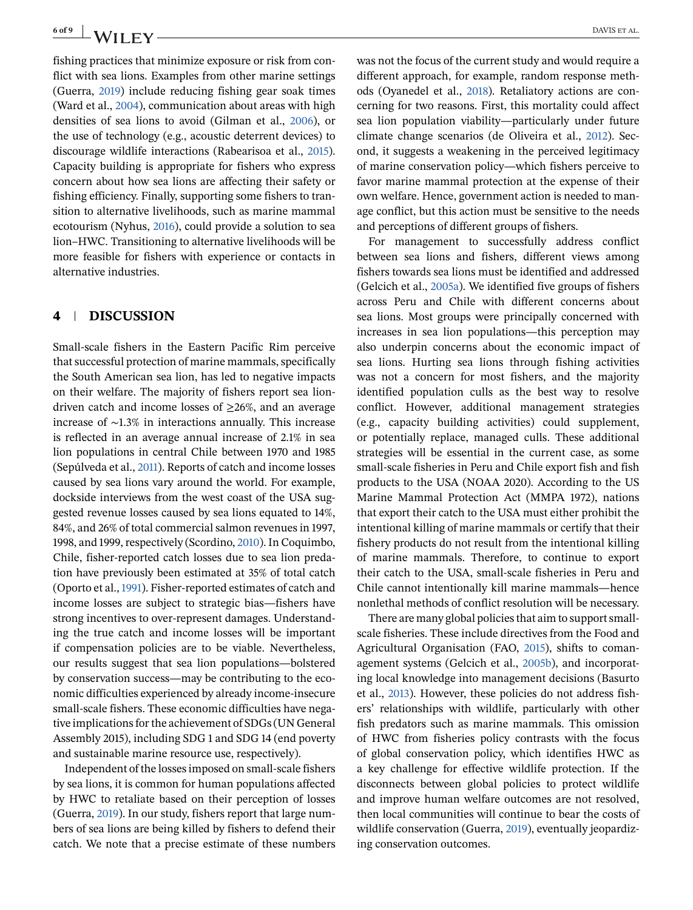fishing practices that minimize exposure or risk from conflict with sea lions. Examples from other marine settings (Guerra, 2019) include reducing fishing gear soak times (Ward et al., 2004), communication about areas with high densities of sea lions to avoid (Gilman et al., 2006), or the use of technology (e.g., acoustic deterrent devices) to discourage wildlife interactions (Rabearisoa et al., 2015). Capacity building is appropriate for fishers who express concern about how sea lions are affecting their safety or fishing efficiency. Finally, supporting some fishers to transition to alternative livelihoods, such as marine mammal ecotourism (Nyhus, 2016), could provide a solution to sea lion–HWC. Transitioning to alternative livelihoods will be more feasible for fishers with experience or contacts in alternative industries.

## 4 | DISCUSSION

Small-scale fishers in the Eastern Pacific Rim perceive that successful protection of marine mammals, specifically the South American sea lion, has led to negative impacts on their welfare. The majority of fishers report sea lion-driven catch and income losses of ≥26%, and an average increase of ~1.3% in interactions annually. This increase is reflected in an average annual increase of 2.1% in sea lion populations in central Chile between 1970 and 1985 (Sepúlveda et al., 2011). Reports of catch and income losses caused by sea lions vary around the world. For example, dockside interviews from the west coast of the USA suggested revenue losses caused by sea lions equated to 14%, 84%, and 26% of total commercial salmon revenues in 1997, 1998, and 1999, respectively (Scordino, 2010). In Coquimbo, Chile, fisher-reported catch losses due to sea lion predation have previously been estimated at 35% of total catch (Oporto et al., 1991). Fisher-reported estimates of catch and income losses are subject to strategic bias—fishers have strong incentives to over-represent damages. Understanding the true catch and income losses will be important if compensation policies are to be viable. Nevertheless, our results suggest that sea lion populations—bolstered by conservation success—may be contributing to the economic difficulties experienced by already income-insecure small-scale fishers. These economic difficulties have negative implications for the achievement of SDGs (UN General Assembly 2015), including SDG 1 and SDG 14 (end poverty and sustainable marine resource use, respectively).

Independent of the losses imposed on small-scale fishers by sea lions, it is common for human populations affected by HWC to retaliate based on their perception of losses (Guerra, 2019). In our study, fishers report that large numbers of sea lions are being killed by fishers to defend their catch. We note that a precise estimate of these numbers was not the focus of the current study and would require a different approach, for example, random response methods (Oyanedel et al., 2018). Retaliatory actions are concerning for two reasons. First, this mortality could affect sea lion population viability—particularly under future climate change scenarios (de Oliveira et al., 2012). Second, it suggests a weakening in the perceived legitimacy of marine conservation policy—which fishers perceive to favor marine mammal protection at the expense of their own welfare. Hence, government action is needed to manage conflict, but this action must be sensitive to the needs and perceptions of different groups of fishers.

For management to successfully address conflict between sea lions and fishers, different views among fishers towards sea lions must be identified and addressed (Gelcich et al., 2005a). We identified five groups of fishers across Peru and Chile with different concerns about sea lions. Most groups were principally concerned with increases in sea lion populations—this perception may also underpin concerns about the economic impact of sea lions. Hurting sea lions through fishing activities was not a concern for most fishers, and the majority identified population culls as the best way to resolve conflict. However, additional management strategies (e.g., capacity building activities) could supplement, or potentially replace, managed culls. These additional strategies will be essential in the current case, as some small-scale fisheries in Peru and Chile export fish and fish products to the USA (NOAA 2020). According to the US Marine Mammal Protection Act (MMPA 1972), nations that export their catch to the USA must either prohibit the intentional killing of marine mammals or certify that their fishery products do not result from the intentional killing of marine mammals. Therefore, to continue to export their catch to the USA, small-scale fisheries in Peru and Chile cannot intentionally kill marine mammals—hence nonlethal methods of conflict resolution will be necessary.

There are many global policies that aim to support small-scale fisheries. These include directives from the Food and Agricultural Organisation (FAO, 2015), shifts to comanagement systems (Gelcich et al., 2005b), and incorporating local knowledge into management decisions (Basurto et al., 2013). However, these policies do not address fishers' relationships with wildlife, particularly with other fish predators such as marine mammals. This omission of HWC from fisheries policy contrasts with the focus of global conservation policy, which identifies HWC as a key challenge for effective wildlife protection. If the disconnects between global policies to protect wildlife and improve human welfare outcomes are not resolved, then local communities will continue to bear the costs of wildlife conservation (Guerra, 2019), eventually jeopardizing conservation outcomes.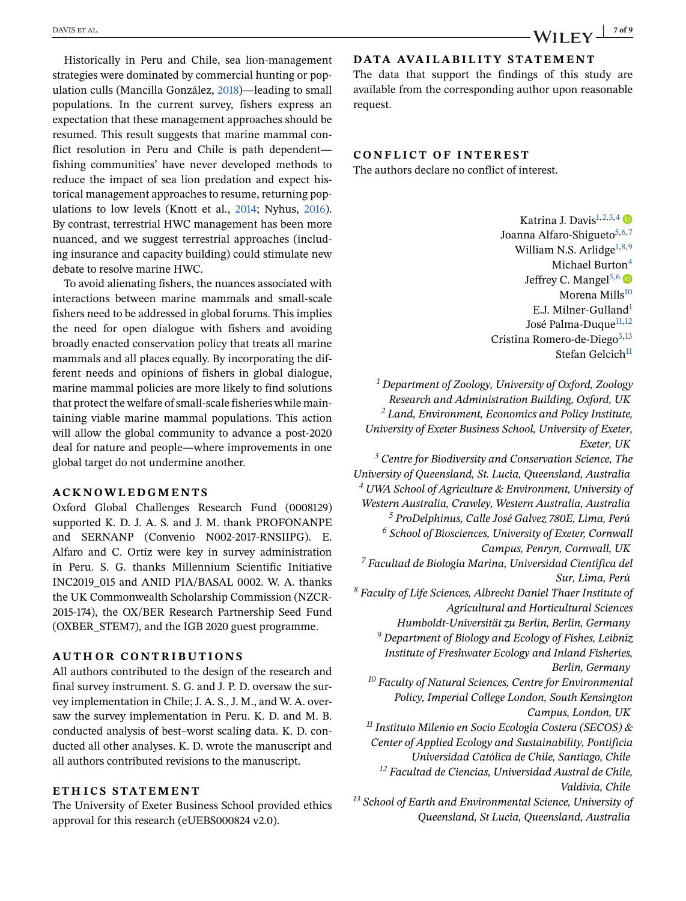Historically in Peru and Chile, sea lion-management strategies were dominated by commercial hunting or population culls (Mancilla González, 2018)—leading to small populations. In the current survey, fishers express an expectation that these management approaches should be resumed. This result suggests that marine mammal conflict resolution in Peru and Chile is path dependent—fishing communities' have never developed methods to reduce the impact of sea lion predation and expect historical management approaches to resume, returning populations to low levels (Knott et al., 2014; Nyhus, 2016). By contrast, terrestrial HWC management has been more nuanced, and we suggest terrestrial approaches (including insurance and capacity building) could stimulate new debate to resolve marine HWC.

To avoid alienating fishers, the nuances associated with interactions between marine mammals and small-scale fishers need to be addressed in global forums. This implies the need for open dialogue with fishers and avoiding broadly enacted conservation policy that treats all marine mammals and all places equally. By incorporating the different needs and opinions of fishers in global dialogue, marine mammal policies are more likely to find solutions that protect the welfare of small-scale fisheries while maintaining viable marine mammal populations. This action will allow the global community to advance a post-2020 deal for nature and people—where improvements in one global target do not undermine another.

## ACKNOWLEDGMENTS

Oxford Global Challenges Research Fund (0008129) supported K. D. J. A. S. and J. M. thank PROFONANPE and SERNANP (Convenio N002-2017-RNSIIPG). E. Alfaro and C. Ortiz were key in survey administration in Peru. S. G. thanks Millennium Scientific Initiative INC2019_015 and ANID PIA/BASAL 0002. W. A. thanks the UK Commonwealth Scholarship Commission (NZCR-2015-174), the OX/BER Research Partnership Seed Fund (OXBER_STEM7), and the IGB 2020 guest programme.

## AUTHOR CONTRIBUTIONS

All authors contributed to the design of the research and final survey instrument. S. G. and J. P. D. oversaw the survey implementation in Chile; J. A. S., J. M., and W. A. oversaw the survey implementation in Peru. K. D. and M. B. conducted analysis of best–worst scaling data. K. D. conducted all other analyses. K. D. wrote the manuscript and all authors contributed revisions to the manuscript.

## ETHICS STATEMENT

The University of Exeter Business School provided ethics approval for this research (eUEBS000824 v2.0).

## DATA AVAILABILITY STATEMENT

The data that support the findings of this study are available from the corresponding author upon reasonable request.

## CONFLICT OF INTEREST

The authors declare no conflict of interest.

Katrina J. Davis[1,2,3,4]
Joanna Alfaro-Shigueto[5,6,7]
William N.S. Arlidge[1,8,9]
Michael Burton[4]
Jeffrey C. Mangel[5,6]
Morena Mills[10]
E.J. Milner-Gulland[1]
José Palma-Duque[11,12]
Cristina Romero-de-Diego[3,13]
Stefan Gelcich[11]

*[1] Department of Zoology, University of Oxford, Zoology Research and Administration Building, Oxford, UK*
*[2] Land, Environment, Economics and Policy Institute, University of Exeter Business School, University of Exeter, Exeter, UK*
*[3] Centre for Biodiversity and Conservation Science, The University of Queensland, St. Lucia, Queensland, Australia*
*[4] UWA School of Agriculture & Environment, University of Western Australia, Crawley, Western Australia, Australia*
*[5] ProDelphinus, Calle José Galvez 780E, Lima, Perú*
*[6] School of Biosciences, University of Exeter, Cornwall Campus, Penryn, Cornwall, UK*
*[7] Facultad de Biología Marina, Universidad Cientifica del Sur, Lima, Perú*
*[8] Faculty of Life Sciences, Albrecht Daniel Thaer Institute of Agricultural and Horticultural Sciences Humboldt-Universität zu Berlin, Berlin, Germany*
*[9] Department of Biology and Ecology of Fishes, Leibniz Institute of Freshwater Ecology and Inland Fisheries, Berlin, Germany*
*[10] Faculty of Natural Sciences, Centre for Environmental Policy, Imperial College London, South Kensington Campus, London, UK*
*[11] Instituto Milenio en Socio Ecología Costera (SECOS) & Center of Applied Ecology and Sustainability, Pontificia Universidad Católica de Chile, Santiago, Chile*
*[12] Facultad de Ciencias, Universidad Austral de Chile, Valdivia, Chile*
*[13] School of Earth and Environmental Science, University of Queensland, St Lucia, Queensland, Australia*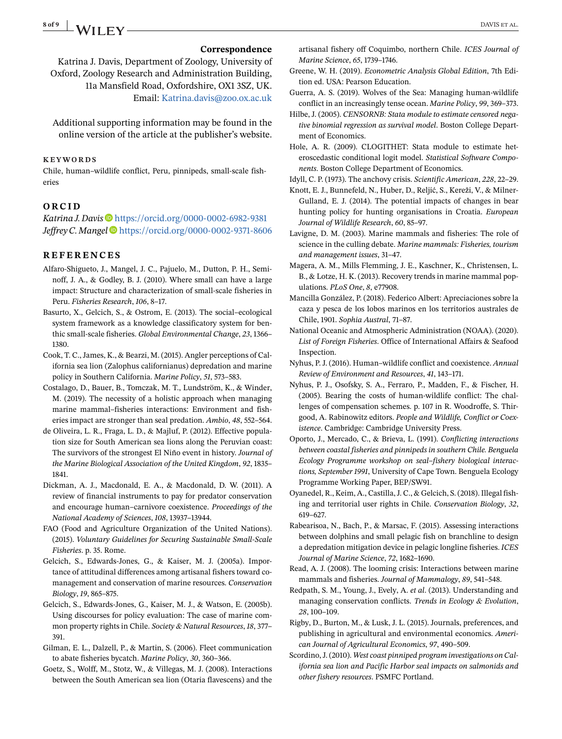**Correspondence**

Katrina J. Davis, Department of Zoology, University of Oxford, Zoology Research and Administration Building, 11a Mansfield Road, Oxfordshire, OX1 3SZ, UK.
Email: Katrina.davis@zoo.ox.ac.uk

Additional supporting information may be found in the online version of the article at the publisher's website.

**KEYWORDS**

Chile, human–wildlife conflict, Peru, pinnipeds, small-scale fisheries

## ORCID

*Katrina J. Davis* https://orcid.org/0000-0002-6982-9381
*Jeffrey C. Mangel* https://orcid.org/0000-0002-9371-8606

## REFERENCES

Alfaro-Shigueto, J., Mangel, J. C., Pajuelo, M., Dutton, P. H., Seminoff, J. A., & Godley, B. J. (2010). Where small can have a large impact: Structure and characterization of small-scale fisheries in Peru. *Fisheries Research*, *106*, 8–17.

Basurto, X., Gelcich, S., & Ostrom, E. (2013). The social–ecological system framework as a knowledge classificatory system for benthic small-scale fisheries. *Global Environmental Change*, *23*, 1366–1380.

Cook, T. C., James, K., & Bearzi, M. (2015). Angler perceptions of California sea lion (Zalophus californianus) depredation and marine policy in Southern California. *Marine Policy*, *51*, 573–583.

Costalago, D., Bauer, B., Tomczak, M. T., Lundström, K., & Winder, M. (2019). The necessity of a holistic approach when managing marine mammal–fisheries interactions: Environment and fisheries impact are stronger than seal predation. *Ambio*, *48*, 552–564.

de Oliveira, L. R., Fraga, L. D., & Majluf, P. (2012). Effective population size for South American sea lions along the Peruvian coast: The survivors of the strongest El Niño event in history. *Journal of the Marine Biological Association of the United Kingdom*, *92*, 1835–1841.

Dickman, A. J., Macdonald, E. A., & Macdonald, D. W. (2011). A review of financial instruments to pay for predator conservation and encourage human–carnivore coexistence. *Proceedings of the National Academy of Sciences*, *108*, 13937–13944.

FAO (Food and Agriculture Organization of the United Nations). (2015). *Voluntary Guidelines for Securing Sustainable Small-Scale Fisheries*. p. 35. Rome.

Gelcich, S., Edwards-Jones, G., & Kaiser, M. J. (2005a). Importance of attitudinal differences among artisanal fishers toward co-management and conservation of marine resources. *Conservation Biology*, *19*, 865–875.

Gelcich, S., Edwards-Jones, G., Kaiser, M. J., & Watson, E. (2005b). Using discourses for policy evaluation: The case of marine common property rights in Chile. *Society & Natural Resources*, *18*, 377–391.

Gilman, E. L., Dalzell, P., & Martin, S. (2006). Fleet communication to abate fisheries bycatch. *Marine Policy*, *30*, 360–366.

Goetz, S., Wolff, M., Stotz, W., & Villegas, M. J. (2008). Interactions between the South American sea lion (Otaria flavescens) and the artisanal fishery off Coquimbo, northern Chile. *ICES Journal of Marine Science*, *65*, 1739–1746.

Greene, W. H. (2019). *Econometric Analysis Global Edition*, 7th Edition ed. USA: Pearson Education.

Guerra, A. S. (2019). Wolves of the Sea: Managing human-wildlife conflict in an increasingly tense ocean. *Marine Policy*, *99*, 369–373.

Hilbe, J. (2005). *CENSORNB: Stata module to estimate censored negative binomial regression as survival model*. Boston College Department of Economics.

Hole, A. R. (2009). CLOGITHET: Stata module to estimate heteroscedastic conditional logit model. *Statistical Software Components*. Boston College Department of Economics.

Idyll, C. P. (1973). The anchovy crisis. *Scientific American*, *228*, 22–29.

Knott, E. J., Bunnefeld, N., Huber, D., Reljić, S., Kereži, V., & Milner-Gulland, E. J. (2014). The potential impacts of changes in bear hunting policy for hunting organisations in Croatia. *European Journal of Wildlife Research*, *60*, 85–97.

Lavigne, D. M. (2003). Marine mammals and fisheries: The role of science in the culling debate. *Marine mammals: Fisheries, tourism and management issues*, 31–47.

Magera, A. M., Mills Flemming, J. E., Kaschner, K., Christensen, L. B., & Lotze, H. K. (2013). Recovery trends in marine mammal populations. *PLoS One*, *8*, e77908.

Mancilla González, P. (2018). Federico Albert: Apreciaciones sobre la caza y pesca de los lobos marinos en los territorios australes de Chile, 1901. *Sophia Austral*, 71–87.

National Oceanic and Atmospheric Administration (NOAA). (2020). *List of Foreign Fisheries*. Office of International Affairs & Seafood Inspection.

Nyhus, P. J. (2016). Human–wildlife conflict and coexistence. *Annual Review of Environment and Resources*, *41*, 143–171.

Nyhus, P. J., Osofsky, S. A., Ferraro, P., Madden, F., & Fischer, H. (2005). Bearing the costs of human-wildlife conflict: The challenges of compensation schemes. p. 107 in R. Woodroffe, S. Thirgood, A. Rabinowitz editors. *People and Wildlife, Conflict or Coexistence*. Cambridge: Cambridge University Press.

Oporto, J., Mercado, C., & Brieva, L. (1991). *Conflicting interactions between coastal fisheries and pinnipeds in southern Chile. Benguela Ecology Programme workshop on seal–fishery biological interactions, September 1991*, University of Cape Town. Benguela Ecology Programme Working Paper, BEP/SW91.

Oyanedel, R., Keim, A., Castilla, J. C., & Gelcich, S. (2018). Illegal fishing and territorial user rights in Chile. *Conservation Biology*, *32*, 619–627.

Rabearisoa, N., Bach, P., & Marsac, F. (2015). Assessing interactions between dolphins and small pelagic fish on branchline to design a depredation mitigation device in pelagic longline fisheries. *ICES Journal of Marine Science*, *72*, 1682–1690.

Read, A. J. (2008). The looming crisis: Interactions between marine mammals and fisheries. *Journal of Mammalogy*, *89*, 541–548.

Redpath, S. M., Young, J., Evely, A. *et al*. (2013). Understanding and managing conservation conflicts. *Trends in Ecology & Evolution*, *28*, 100–109.

Rigby, D., Burton, M., & Lusk, J. L. (2015). Journals, preferences, and publishing in agricultural and environmental economics. *American Journal of Agricultural Economics*, *97*, 490–509.

Scordino, J. (2010). *West coast pinniped program investigations on California sea lion and Pacific Harbor seal impacts on salmonids and other fishery resources*. PSMFC Portland.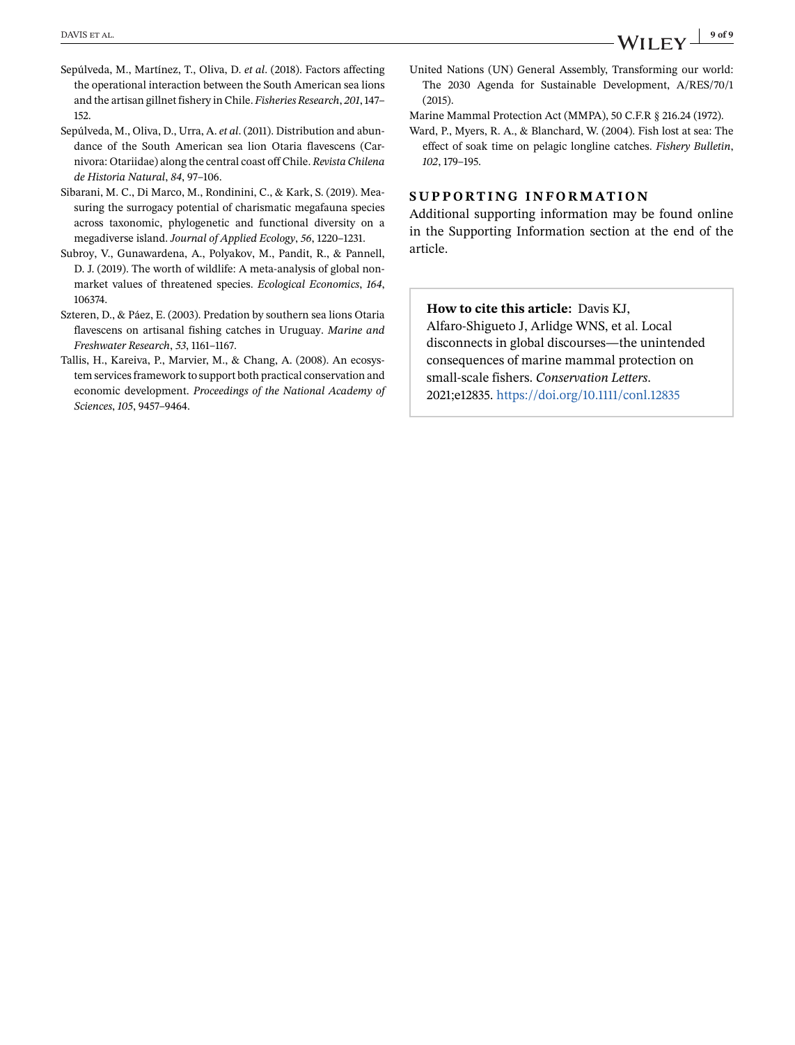Sepúlveda, M., Martínez, T., Oliva, D. *et al*. (2018). Factors affecting the operational interaction between the South American sea lions and the artisan gillnet fishery in Chile. *Fisheries Research*, *201*, 147–152.

Sepúlveda, M., Oliva, D., Urra, A. *et al*. (2011). Distribution and abundance of the South American sea lion Otaria flavescens (Carnivora: Otariidae) along the central coast off Chile. *Revista Chilena de Historia Natural*, *84*, 97–106.

Sibarani, M. C., Di Marco, M., Rondinini, C., & Kark, S. (2019). Measuring the surrogacy potential of charismatic megafauna species across taxonomic, phylogenetic and functional diversity on a megadiverse island. *Journal of Applied Ecology*, *56*, 1220–1231.

Subroy, V., Gunawardena, A., Polyakov, M., Pandit, R., & Pannell, D. J. (2019). The worth of wildlife: A meta-analysis of global non-market values of threatened species. *Ecological Economics*, *164*, 106374.

Szteren, D., & Páez, E. (2003). Predation by southern sea lions Otaria flavescens on artisanal fishing catches in Uruguay. *Marine and Freshwater Research*, *53*, 1161–1167.

Tallis, H., Kareiva, P., Marvier, M., & Chang, A. (2008). An ecosystem services framework to support both practical conservation and economic development. *Proceedings of the National Academy of Sciences*, *105*, 9457–9464.

United Nations (UN) General Assembly, Transforming our world: The 2030 Agenda for Sustainable Development, A/RES/70/1 (2015).

Marine Mammal Protection Act (MMPA), 50 C.F.R § 216.24 (1972).

Ward, P., Myers, R. A., & Blanchard, W. (2004). Fish lost at sea: The effect of soak time on pelagic longline catches. *Fishery Bulletin*, *102*, 179–195.

## SUPPORTING INFORMATION

Additional supporting information may be found online in the Supporting Information section at the end of the article.

**How to cite this article:** Davis KJ, Alfaro-Shigueto J, Arlidge WNS, et al. Local disconnects in global discourses—the unintended consequences of marine mammal protection on small-scale fishers. *Conservation Letters*. 2021;e12835. https://doi.org/10.1111/conl.12835